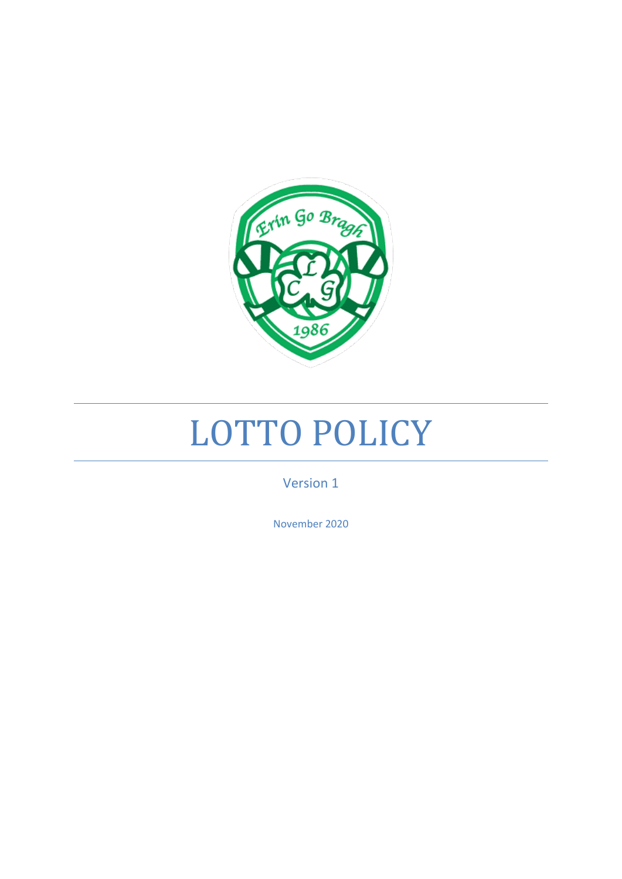# LOTTO POLICY

Version 1

November 2020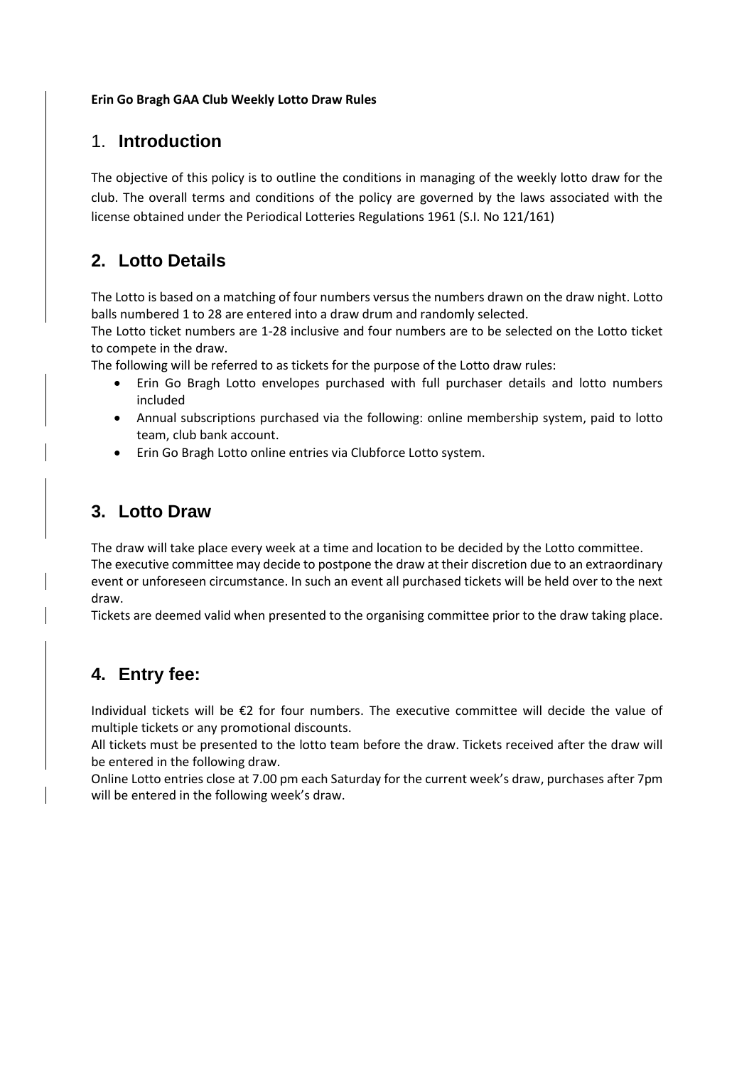**Erin Go Bragh GAA Club Weekly Lotto Draw Rules**

## 1. Introduction

The objective of this policy is to outline the conditions in managing of the weekly lotto draw for the club. The overall terms and conditions of the policy are governed by the laws associated with the license obtained under the Periodical Lotteries Regulations 1961 (S.I. No 121/161)

## 2. Lotto Details

The Lotto is based on a matching of four numbers versus the numbers drawn on the draw night. Lotto balls numbered 1 to 28 are entered into a draw drum and randomly selected.

The Lotto ticket numbers are 1-28 inclusive and four numbers are to be selected on the Lotto ticket to compete in the draw.

The following will be referred to as tickets for the purpose of the Lotto draw rules:

- Erin Go Bragh Lotto envelopes purchased with full purchaser details and lotto numbers included
- Annual subscriptions purchased via the following: online membership system, paid to lotto team, club bank account.
- Erin Go Bragh Lotto online entries via Clubforce Lotto system.

## 3. Lotto Draw

The draw will take place every week at a time and location to be decided by the Lotto committee.

The executive committee may decide to postpone the draw at their discretion due to an extraordinary event or unforeseen circumstance. In such an event all purchased tickets will be held over to the next draw.

Tickets are deemed valid when presented to the organising committee prior to the draw taking place.

## 4. Entry fee:

Individual tickets will be €2 for four numbers. The executive committee will decide the value of multiple tickets or any promotional discounts.

All tickets must be presented to the lotto team before the draw. Tickets received after the draw will be entered in the following draw.

Online Lotto entries close at 7.00 pm each Saturday for the current week's draw, purchases after 7pm will be entered in the following week's draw.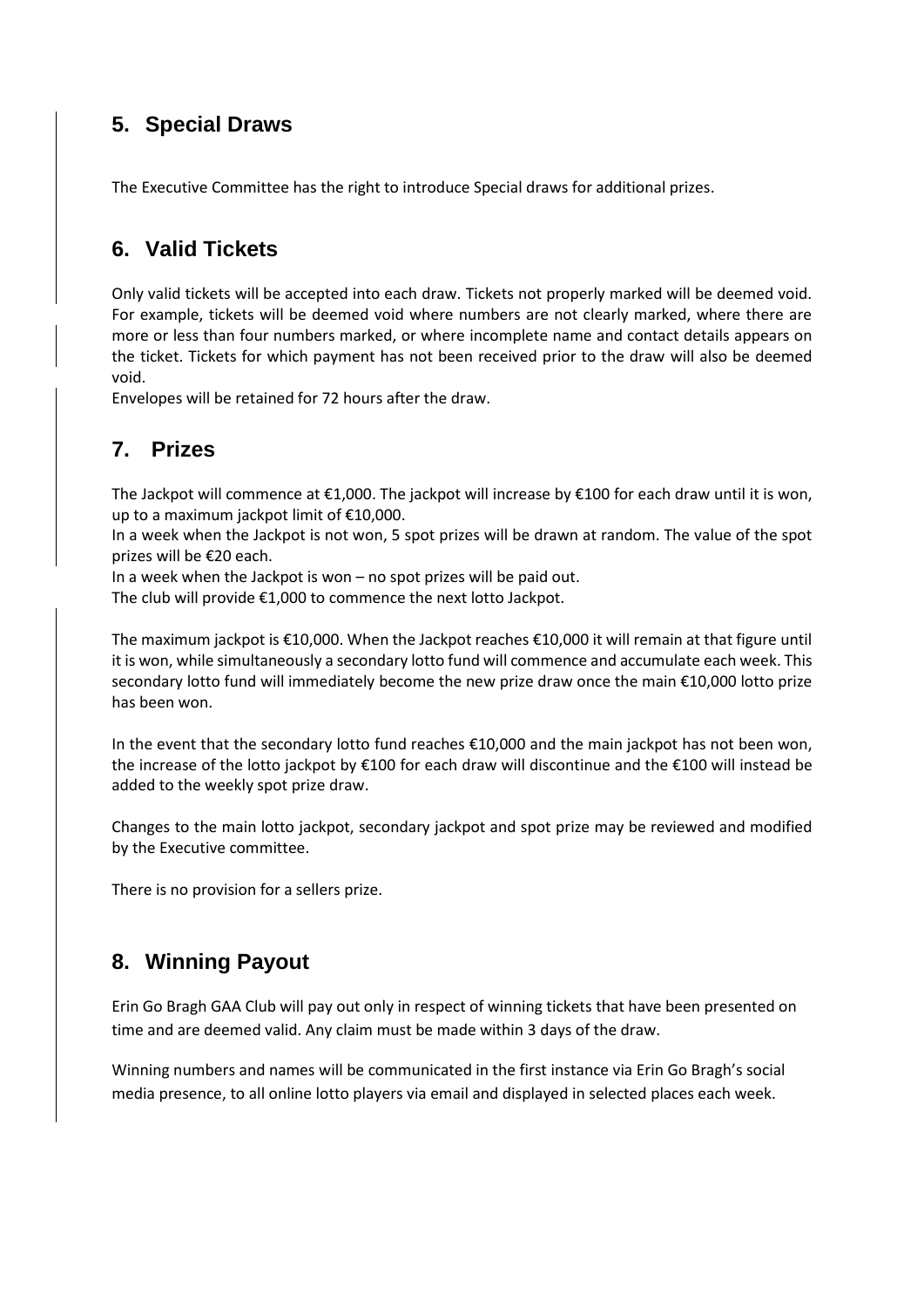## 5. Special Draws

The Executive Committee has the right to introduce Special draws for additional prizes.

## 6. Valid Tickets

Only valid tickets will be accepted into each draw. Tickets not properly marked will be deemed void. For example, tickets will be deemed void where numbers are not clearly marked, where there are more or less than four numbers marked, or where incomplete name and contact details appears on the ticket. Tickets for which payment has not been received prior to the draw will also be deemed void.
Envelopes will be retained for 72 hours after the draw.

## 7. Prizes

The Jackpot will commence at €1,000. The jackpot will increase by €100 for each draw until it is won, up to a maximum jackpot limit of €10,000.
In a week when the Jackpot is not won, 5 spot prizes will be drawn at random. The value of the spot prizes will be €20 each.
In a week when the Jackpot is won – no spot prizes will be paid out.
The club will provide €1,000 to commence the next lotto Jackpot.

The maximum jackpot is €10,000. When the Jackpot reaches €10,000 it will remain at that figure until it is won, while simultaneously a secondary lotto fund will commence and accumulate each week. This secondary lotto fund will immediately become the new prize draw once the main €10,000 lotto prize has been won.

In the event that the secondary lotto fund reaches €10,000 and the main jackpot has not been won, the increase of the lotto jackpot by €100 for each draw will discontinue and the €100 will instead be added to the weekly spot prize draw.

Changes to the main lotto jackpot, secondary jackpot and spot prize may be reviewed and modified by the Executive committee.

There is no provision for a sellers prize.

## 8. Winning Payout

Erin Go Bragh GAA Club will pay out only in respect of winning tickets that have been presented on time and are deemed valid. Any claim must be made within 3 days of the draw.

Winning numbers and names will be communicated in the first instance via Erin Go Bragh's social media presence, to all online lotto players via email and displayed in selected places each week.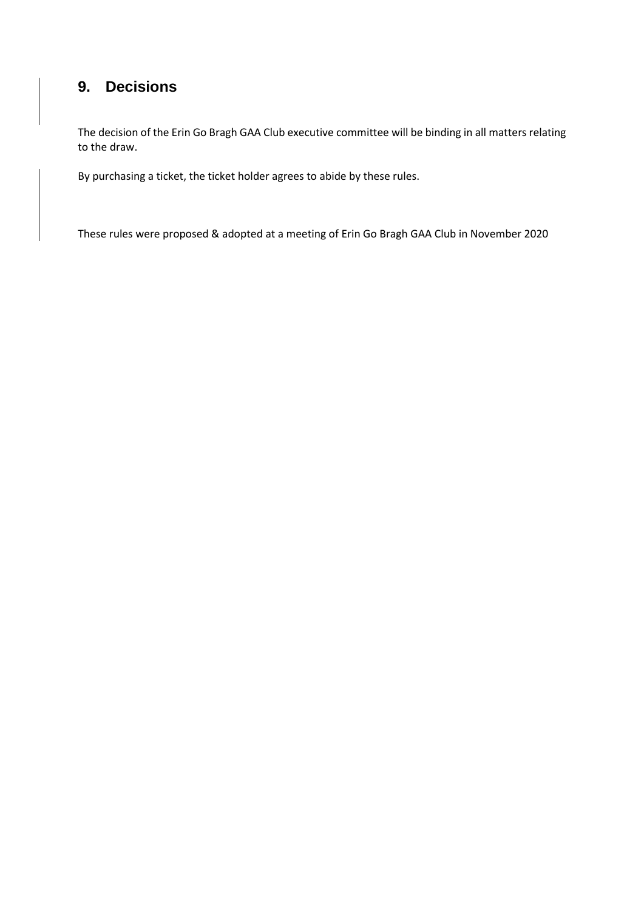## 9. Decisions

The decision of the Erin Go Bragh GAA Club executive committee will be binding in all matters relating to the draw.

By purchasing a ticket, the ticket holder agrees to abide by these rules.

These rules were proposed & adopted at a meeting of Erin Go Bragh GAA Club in November 2020